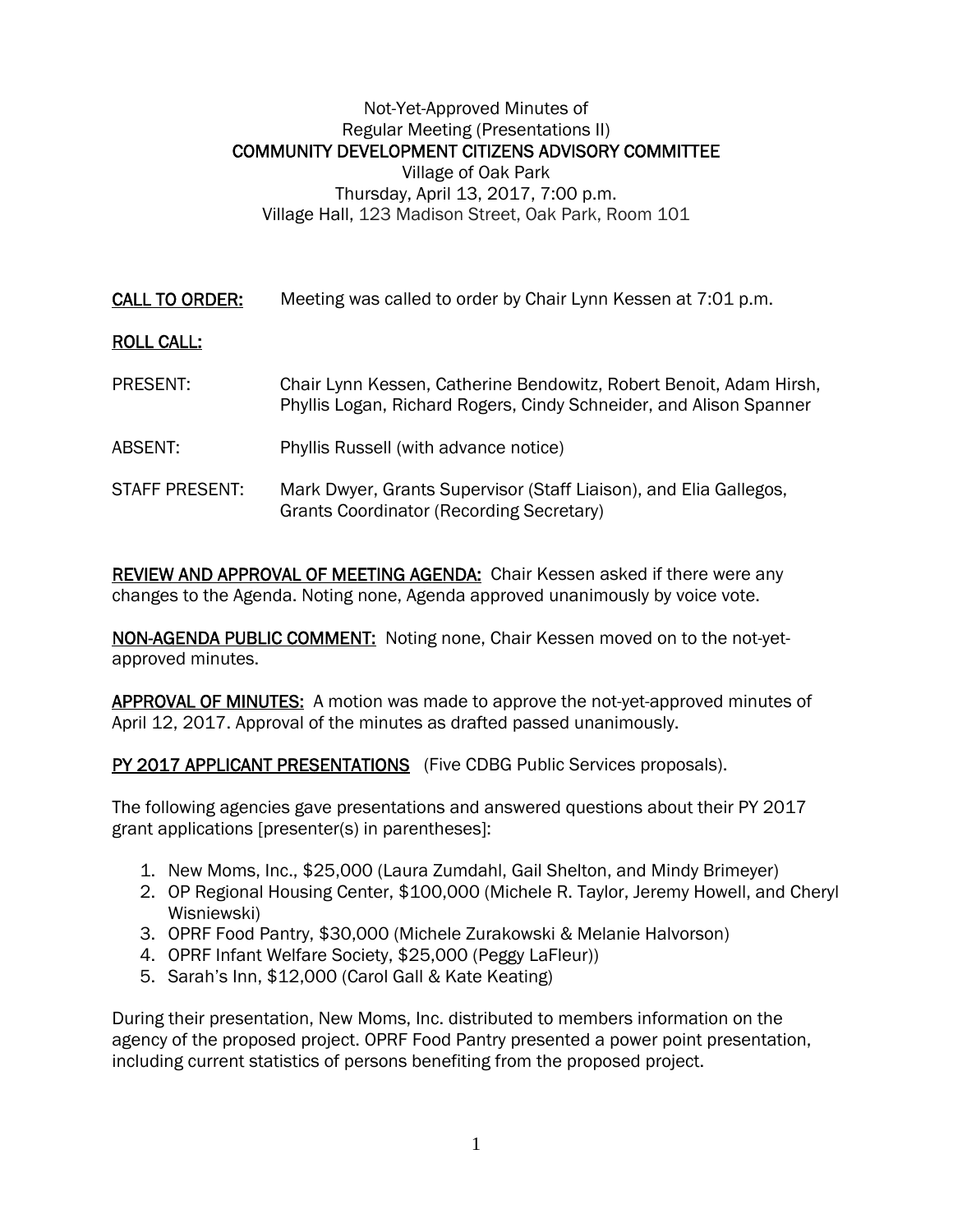Not-Yet-Approved Minutes of
Regular Meeting (Presentations II)
**COMMUNITY DEVELOPMENT CITIZENS ADVISORY COMMITTEE**
Village of Oak Park
Thursday, April 13, 2017, 7:00 p.m.
Village Hall, 123 Madison Street, Oak Park, Room 101

**CALL TO ORDER:** Meeting was called to order by Chair Lynn Kessen at 7:01 p.m.

**ROLL CALL:**

PRESENT: Chair Lynn Kessen, Catherine Bendowitz, Robert Benoit, Adam Hirsh, Phyllis Logan, Richard Rogers, Cindy Schneider, and Alison Spanner

ABSENT: Phyllis Russell (with advance notice)

STAFF PRESENT: Mark Dwyer, Grants Supervisor (Staff Liaison), and Elia Gallegos, Grants Coordinator (Recording Secretary)

**REVIEW AND APPROVAL OF MEETING AGENDA:** Chair Kessen asked if there were any changes to the Agenda. Noting none, Agenda approved unanimously by voice vote.

**NON-AGENDA PUBLIC COMMENT:** Noting none, Chair Kessen moved on to the not-yet-approved minutes.

**APPROVAL OF MINUTES:** A motion was made to approve the not-yet-approved minutes of April 12, 2017. Approval of the minutes as drafted passed unanimously.

**PY 2017 APPLICANT PRESENTATIONS** (Five CDBG Public Services proposals).

The following agencies gave presentations and answered questions about their PY 2017 grant applications [presenter(s) in parentheses]:

1. New Moms, Inc., $25,000 (Laura Zumdahl, Gail Shelton, and Mindy Brimeyer)
2. OP Regional Housing Center, $100,000 (Michele R. Taylor, Jeremy Howell, and Cheryl Wisniewski)
3. OPRF Food Pantry, $30,000 (Michele Zurakowski & Melanie Halvorson)
4. OPRF Infant Welfare Society, $25,000 (Peggy LaFleur))
5. Sarah's Inn, $12,000 (Carol Gall & Kate Keating)

During their presentation, New Moms, Inc. distributed to members information on the agency of the proposed project. OPRF Food Pantry presented a power point presentation, including current statistics of persons benefiting from the proposed project.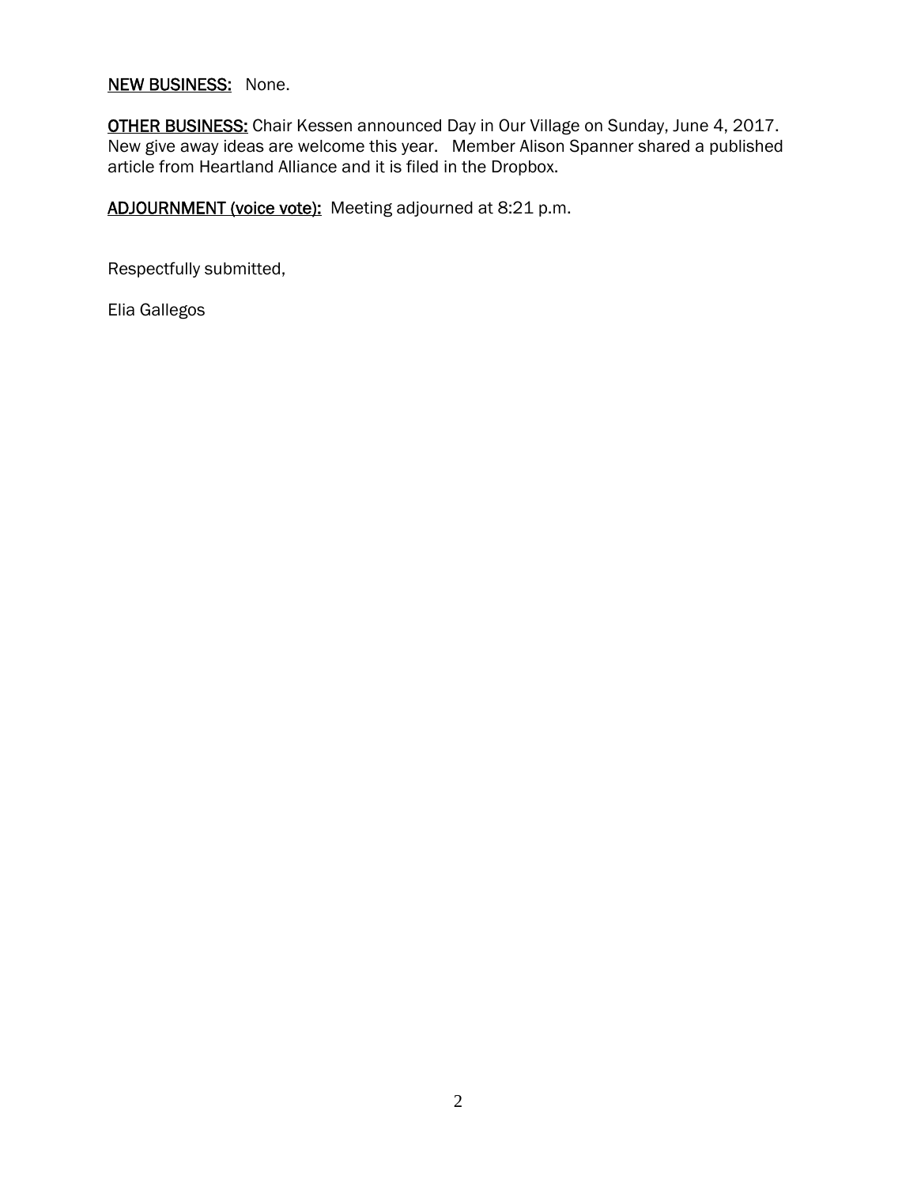**NEW BUSINESS:** None.

**OTHER BUSINESS:** Chair Kessen announced Day in Our Village on Sunday, June 4, 2017. New give away ideas are welcome this year. Member Alison Spanner shared a published article from Heartland Alliance and it is filed in the Dropbox.

**ADJOURNMENT (voice vote):** Meeting adjourned at 8:21 p.m.

Respectfully submitted,

Elia Gallegos